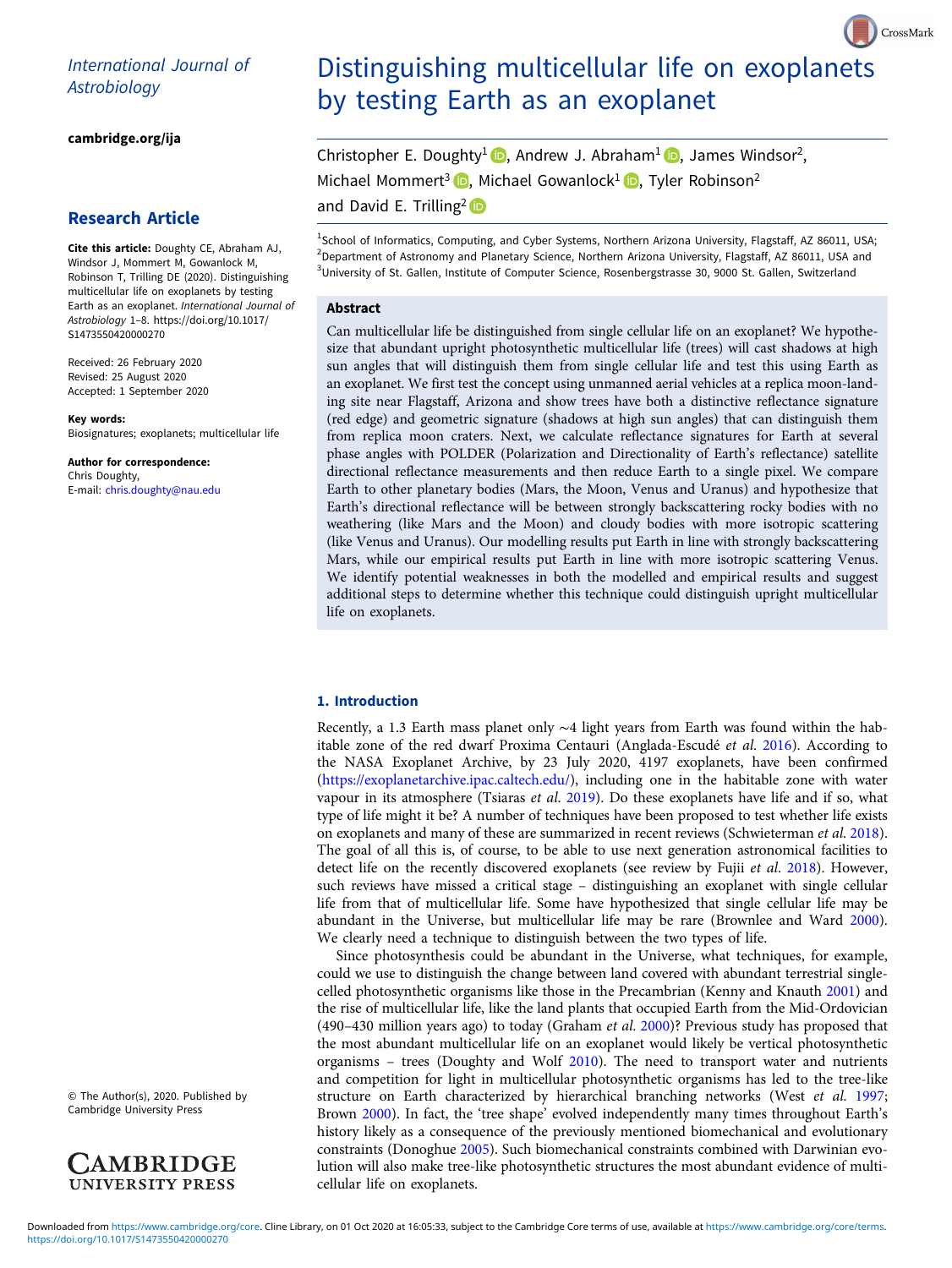International Journal of Astrobiology

cambridge.org/ija

**Research Article**

**Cite this article:** Doughty CE, Abraham AJ, Windsor J, Mommert M, Gowanlock M, Robinson T, Trilling DE (2020). Distinguishing multicellular life on exoplanets by testing Earth as an exoplanet. *International Journal of Astrobiology* 1–8. https://doi.org/10.1017/S1473550420000270

Received: 26 February 2020
Revised: 25 August 2020
Accepted: 1 September 2020

**Key words:**
Biosignatures; exoplanets; multicellular life

**Author for correspondence:**
Chris Doughty,
E-mail: chris.doughty@nau.edu

© The Author(s), 2020. Published by Cambridge University Press

# Distinguishing multicellular life on exoplanets by testing Earth as an exoplanet

Christopher E. Doughty[1], Andrew J. Abraham[1], James Windsor[2], Michael Mommert[3], Michael Gowanlock[1], Tyler Robinson[2] and David E. Trilling[2]

[1]School of Informatics, Computing, and Cyber Systems, Northern Arizona University, Flagstaff, AZ 86011, USA; [2]Department of Astronomy and Planetary Science, Northern Arizona University, Flagstaff, AZ 86011, USA and [3]University of St. Gallen, Institute of Computer Science, Rosenbergstrasse 30, 9000 St. Gallen, Switzerland

## Abstract

Can multicellular life be distinguished from single cellular life on an exoplanet? We hypothesize that abundant upright photosynthetic multicellular life (trees) will cast shadows at high sun angles that will distinguish them from single cellular life and test this using Earth as an exoplanet. We first test the concept using unmanned aerial vehicles at a replica moon-landing site near Flagstaff, Arizona and show trees have both a distinctive reflectance signature (red edge) and geometric signature (shadows at high sun angles) that can distinguish them from replica moon craters. Next, we calculate reflectance signatures for Earth at several phase angles with POLDER (Polarization and Directionality of Earth's reflectance) satellite directional reflectance measurements and then reduce Earth to a single pixel. We compare Earth to other planetary bodies (Mars, the Moon, Venus and Uranus) and hypothesize that Earth's directional reflectance will be between strongly backscattering rocky bodies with no weathering (like Mars and the Moon) and cloudy bodies with more isotropic scattering (like Venus and Uranus). Our modelling results put Earth in line with strongly backscattering Mars, while our empirical results put Earth in line with more isotropic scattering Venus. We identify potential weaknesses in both the modelled and empirical results and suggest additional steps to determine whether this technique could distinguish upright multicellular life on exoplanets.

## 1. Introduction

Recently, a 1.3 Earth mass planet only ~4 light years from Earth was found within the habitable zone of the red dwarf Proxima Centauri (Anglada-Escudé *et al.* 2016). According to the NASA Exoplanet Archive, by 23 July 2020, 4197 exoplanets, have been confirmed (https://exoplanetarchive.ipac.caltech.edu/), including one in the habitable zone with water vapour in its atmosphere (Tsiaras *et al.* 2019). Do these exoplanets have life and if so, what type of life might it be? A number of techniques have been proposed to test whether life exists on exoplanets and many of these are summarized in recent reviews (Schwieterman *et al.* 2018). The goal of all this is, of course, to be able to use next generation astronomical facilities to detect life on the recently discovered exoplanets (see review by Fujii *et al.* 2018). However, such reviews have missed a critical stage – distinguishing an exoplanet with single cellular life from that of multicellular life. Some have hypothesized that single cellular life may be abundant in the Universe, but multicellular life may be rare (Brownlee and Ward 2000). We clearly need a technique to distinguish between the two types of life.

Since photosynthesis could be abundant in the Universe, what techniques, for example, could we use to distinguish the change between land covered with abundant terrestrial single-celled photosynthetic organisms like those in the Precambrian (Kenny and Knauth 2001) and the rise of multicellular life, like the land plants that occupied Earth from the Mid-Ordovician (490–430 million years ago) to today (Graham *et al.* 2000)? Previous study has proposed that the most abundant multicellular life on an exoplanet would likely be vertical photosynthetic organisms – trees (Doughty and Wolf 2010). The need to transport water and nutrients and competition for light in multicellular photosynthetic organisms has led to the tree-like structure on Earth characterized by hierarchical branching networks (West *et al.* 1997; Brown 2000). In fact, the 'tree shape' evolved independently many times throughout Earth's history likely as a consequence of the previously mentioned biomechanical and evolutionary constraints (Donoghue 2005). Such biomechanical constraints combined with Darwinian evolution will also make tree-like photosynthetic structures the most abundant evidence of multicellular life on exoplanets.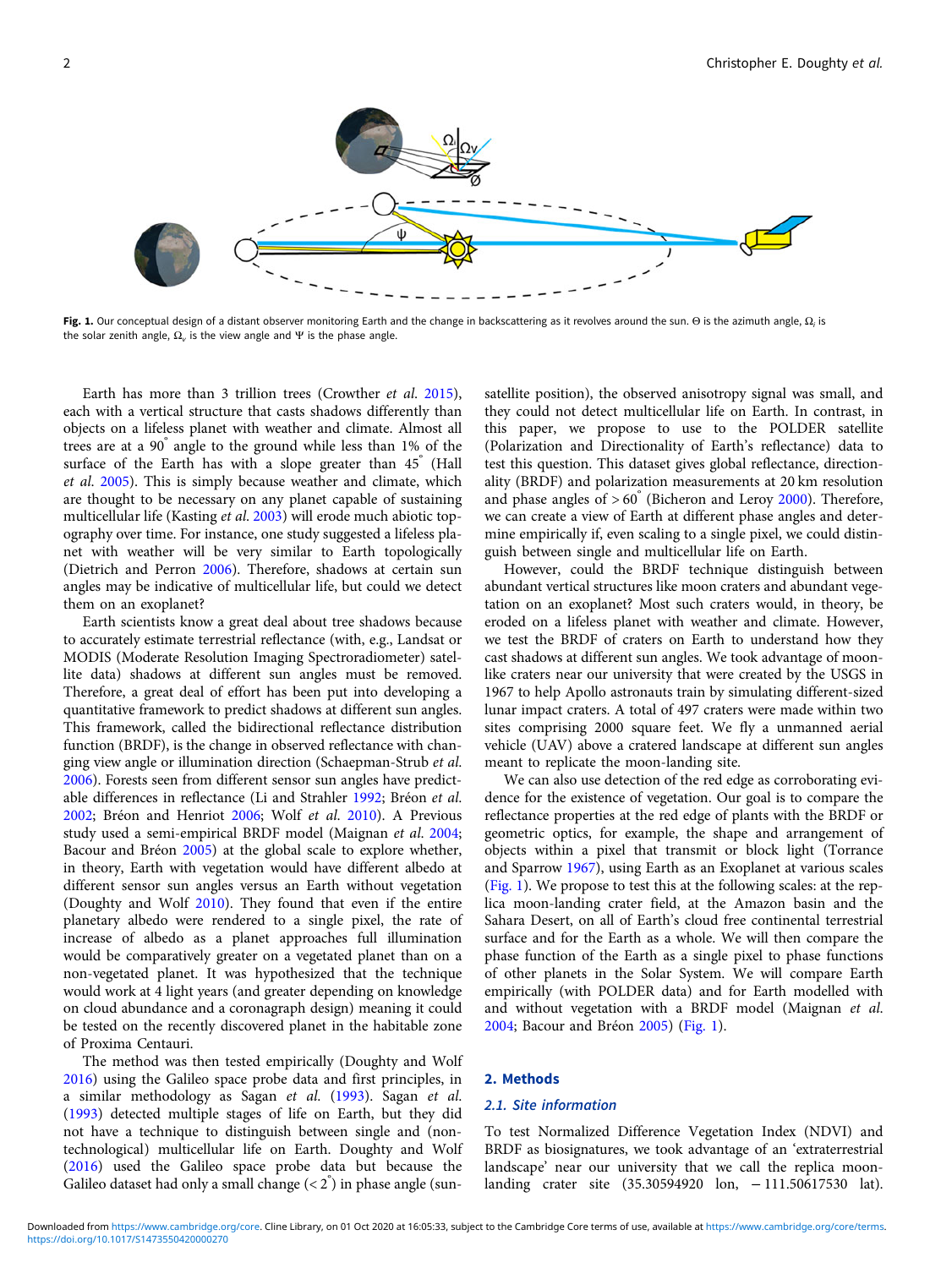Fig. 1. Our conceptual design of a distant observer monitoring Earth and the change in backscattering as it revolves around the sun. Θ is the azimuth angle, $\Omega_i$ is the solar zenith angle, $\Omega_v$ is the view angle and Ψ is the phase angle.

Earth has more than 3 trillion trees (Crowther *et al.* 2015), each with a vertical structure that casts shadows differently than objects on a lifeless planet with weather and climate. Almost all trees are at a 90° angle to the ground while less than 1% of the surface of the Earth has with a slope greater than 45° (Hall *et al.* 2005). This is simply because weather and climate, which are thought to be necessary on any planet capable of sustaining multicellular life (Kasting *et al.* 2003) will erode much abiotic topography over time. For instance, one study suggested a lifeless planet with weather will be very similar to Earth topologically (Dietrich and Perron 2006). Therefore, shadows at certain sun angles may be indicative of multicellular life, but could we detect them on an exoplanet?

Earth scientists know a great deal about tree shadows because to accurately estimate terrestrial reflectance (with, e.g., Landsat or MODIS (Moderate Resolution Imaging Spectroradiometer) satellite data) shadows at different sun angles must be removed. Therefore, a great deal of effort has been put into developing a quantitative framework to predict shadows at different sun angles. This framework, called the bidirectional reflectance distribution function (BRDF), is the change in observed reflectance with changing view angle or illumination direction (Schaepman-Strub *et al.* 2006). Forests seen from different sensor sun angles have predictable differences in reflectance (Li and Strahler 1992; Bréon *et al.* 2002; Bréon and Henriot 2006; Wolf *et al.* 2010). A Previous study used a semi-empirical BRDF model (Maignan *et al.* 2004; Bacour and Bréon 2005) at the global scale to explore whether, in theory, Earth with vegetation would have different albedo at different sensor sun angles versus an Earth without vegetation (Doughty and Wolf 2010). They found that even if the entire planetary albedo were rendered to a single pixel, the rate of increase of albedo as a planet approaches full illumination would be comparatively greater on a vegetated planet than on a non-vegetated planet. It was hypothesized that the technique would work at 4 light years (and greater depending on knowledge on cloud abundance and a coronagraph design) meaning it could be tested on the recently discovered planet in the habitable zone of Proxima Centauri.

The method was then tested empirically (Doughty and Wolf 2016) using the Galileo space probe data and first principles, in a similar methodology as Sagan *et al.* (1993). Sagan *et al.* (1993) detected multiple stages of life on Earth, but they did not have a technique to distinguish between single and (non-technological) multicellular life on Earth. Doughty and Wolf (2016) used the Galileo space probe data but because the Galileo dataset had only a small change (< 2°) in phase angle (sun-satellite position), the observed anisotropy signal was small, and they could not detect multicellular life on Earth. In contrast, in this paper, we propose to use to the POLDER satellite (Polarization and Directionality of Earth's reflectance) data to test this question. This dataset gives global reflectance, directionality (BRDF) and polarization measurements at 20 km resolution and phase angles of > 60° (Bicheron and Leroy 2000). Therefore, we can create a view of Earth at different phase angles and determine empirically if, even scaling to a single pixel, we could distinguish between single and multicellular life on Earth.

However, could the BRDF technique distinguish between abundant vertical structures like moon craters and abundant vegetation on an exoplanet? Most such craters would, in theory, be eroded on a lifeless planet with weather and climate. However, we test the BRDF of craters on Earth to understand how they cast shadows at different sun angles. We took advantage of moon-like craters near our university that were created by the USGS in 1967 to help Apollo astronauts train by simulating different-sized lunar impact craters. A total of 497 craters were made within two sites comprising 2000 square feet. We fly a unmanned aerial vehicle (UAV) above a cratered landscape at different sun angles meant to replicate the moon-landing site.

We can also use detection of the red edge as corroborating evidence for the existence of vegetation. Our goal is to compare the reflectance properties at the red edge of plants with the BRDF or geometric optics, for example, the shape and arrangement of objects within a pixel that transmit or block light (Torrance and Sparrow 1967), using Earth as an Exoplanet at various scales (Fig. 1). We propose to test this at the following scales: at the replica moon-landing crater field, at the Amazon basin and the Sahara Desert, on all of Earth's cloud free continental terrestrial surface and for the Earth as a whole. We will then compare the phase function of the Earth as a single pixel to phase functions of other planets in the Solar System. We will compare Earth empirically (with POLDER data) and for Earth modelled with and without vegetation with a BRDF model (Maignan *et al.* 2004; Bacour and Bréon 2005) (Fig. 1).

## 2. Methods

### 2.1. Site information

To test Normalized Difference Vegetation Index (NDVI) and BRDF as biosignatures, we took advantage of an 'extraterrestrial landscape' near our university that we call the replica moon-landing crater site (35.30594920 lon, −111.50617530 lat).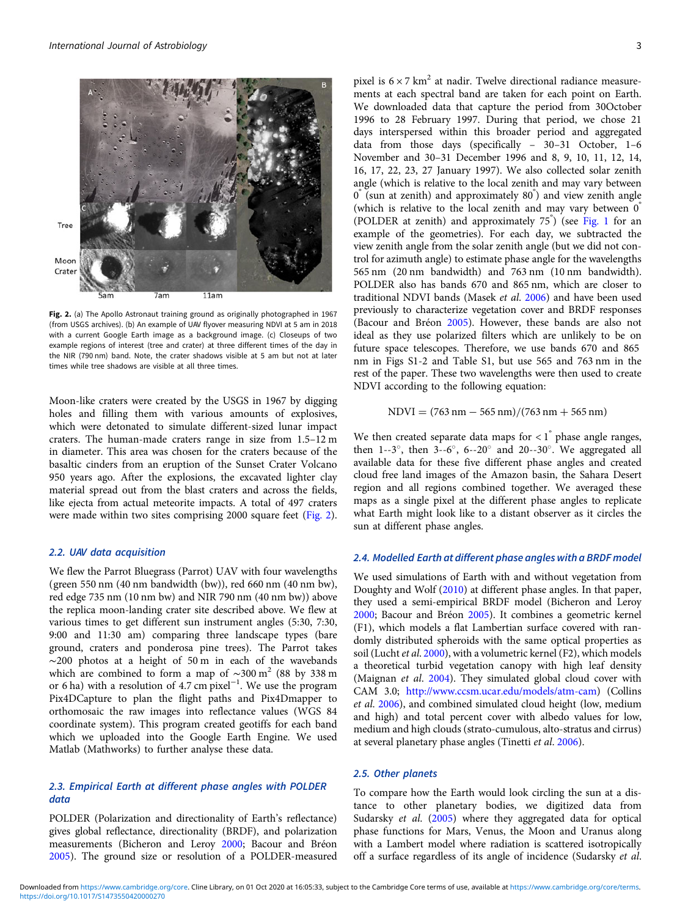**Fig. 2.** (a) The Apollo Astronaut training ground as originally photographed in 1967 (from USGS archives). (b) An example of UAV flyover measuring NDVI at 5 am in 2018 with a current Google Earth image as a background image. (c) Closeups of two example regions of interest (tree and crater) at three different times of the day in the NIR (790 nm) band. Note, the crater shadows visible at 5 am but not at later times while tree shadows are visible at all three times.

Moon-like craters were created by the USGS in 1967 by digging holes and filling them with various amounts of explosives, which were detonated to simulate different-sized lunar impact craters. The human-made craters range in size from 1.5–12 m in diameter. This area was chosen for the craters because of the basaltic cinders from an eruption of the Sunset Crater Volcano 950 years ago. After the explosions, the excavated lighter clay material spread out from the blast craters and across the fields, like ejecta from actual meteorite impacts. A total of 497 craters were made within two sites comprising 2000 square feet (Fig. 2).

## 2.2. UAV data acquisition

We flew the Parrot Bluegrass (Parrot) UAV with four wavelengths (green 550 nm (40 nm bandwidth (bw)), red 660 nm (40 nm bw), red edge 735 nm (10 nm bw) and NIR 790 nm (40 nm bw)) above the replica moon-landing crater site described above. We flew at various times to get different sun instrument angles (5:30, 7:30, 9:00 and 11:30 am) comparing three landscape types (bare ground, craters and ponderosa pine trees). The Parrot takes ~200 photos at a height of 50 m in each of the wavebands which are combined to form a map of ~300 $\text{m}^2$ (88 by 338 m or 6 ha) with a resolution of 4.7 cm $\text{pixel}^{-1}$. We use the program Pix4DCapture to plan the flight paths and Pix4Dmapper to orthomosaic the raw images into reflectance values (WGS 84 coordinate system). This program created geotiffs for each band which we uploaded into the Google Earth Engine. We used Matlab (Mathworks) to further analyse these data.

## 2.3. Empirical Earth at different phase angles with POLDER data

POLDER (Polarization and directionality of Earth's reflectance) gives global reflectance, directionality (BRDF), and polarization measurements (Bicheron and Leroy 2000; Bacour and Bréon 2005). The ground size or resolution of a POLDER-measured pixel is $6 \times 7\ \text{km}^2$ at nadir. Twelve directional radiance measurements at each spectral band are taken for each point on Earth. We downloaded data that capture the period from 30October 1996 to 28 February 1997. During that period, we chose 21 days interspersed within this broader period and aggregated data from those days (specifically – 30–31 October, 1–6 November and 30–31 December 1996 and 8, 9, 10, 11, 12, 14, 16, 17, 22, 23, 27 January 1997). We also collected solar zenith angle (which is relative to the local zenith and may vary between 0° (sun at zenith) and approximately 80°) and view zenith angle (which is relative to the local zenith and may vary between 0° (POLDER at zenith) and approximately 75°) (see Fig. 1 for an example of the geometries). For each day, we subtracted the view zenith angle from the solar zenith angle (but we did not control for azimuth angle) to estimate phase angle for the wavelengths 565 nm (20 nm bandwidth) and 763 nm (10 nm bandwidth). POLDER also has bands 670 and 865 nm, which are closer to traditional NDVI bands (Masek *et al.* 2006) and have been used previously to characterize vegetation cover and BRDF responses (Bacour and Bréon 2005). However, these bands are also not ideal as they use polarized filters which are unlikely to be on future space telescopes. Therefore, we use bands 670 and 865 nm in Figs S1-2 and Table S1, but use 565 and 763 nm in the rest of the paper. These two wavelengths were then used to create NDVI according to the following equation:

$$\text{NDVI} = (763\ \text{nm} - 565\ \text{nm})/(763\ \text{nm} + 565\ \text{nm})$$

We then created separate data maps for $< 1°$ phase angle ranges, then 1--3°, then 3--6°, 6--20° and 20--30°. We aggregated all available data for these five different phase angles and created cloud free land images of the Amazon basin, the Sahara Desert region and all regions combined together. We averaged these maps as a single pixel at the different phase angles to replicate what Earth might look like to a distant observer as it circles the sun at different phase angles.

## 2.4. Modelled Earth at different phase angles with a BRDF model

We used simulations of Earth with and without vegetation from Doughty and Wolf (2010) at different phase angles. In that paper, they used a semi-empirical BRDF model (Bicheron and Leroy 2000; Bacour and Bréon 2005). It combines a geometric kernel (F1), which models a flat Lambertian surface covered with randomly distributed spheroids with the same optical properties as soil (Lucht *et al.* 2000), with a volumetric kernel (F2), which models a theoretical turbid vegetation canopy with high leaf density (Maignan *et al.* 2004). They simulated global cloud cover with CAM 3.0; http://www.ccsm.ucar.edu/models/atm-cam) (Collins *et al.* 2006), and combined simulated cloud height (low, medium and high) and total percent cover with albedo values for low, medium and high clouds (strato-cumulous, alto-stratus and cirrus) at several planetary phase angles (Tinetti *et al.* 2006).

## 2.5. Other planets

To compare how the Earth would look circling the sun at a distance to other planetary bodies, we digitized data from Sudarsky *et al.* (2005) where they aggregated data for optical phase functions for Mars, Venus, the Moon and Uranus along with a Lambert model where radiation is scattered isotropically off a surface regardless of its angle of incidence (Sudarsky *et al.*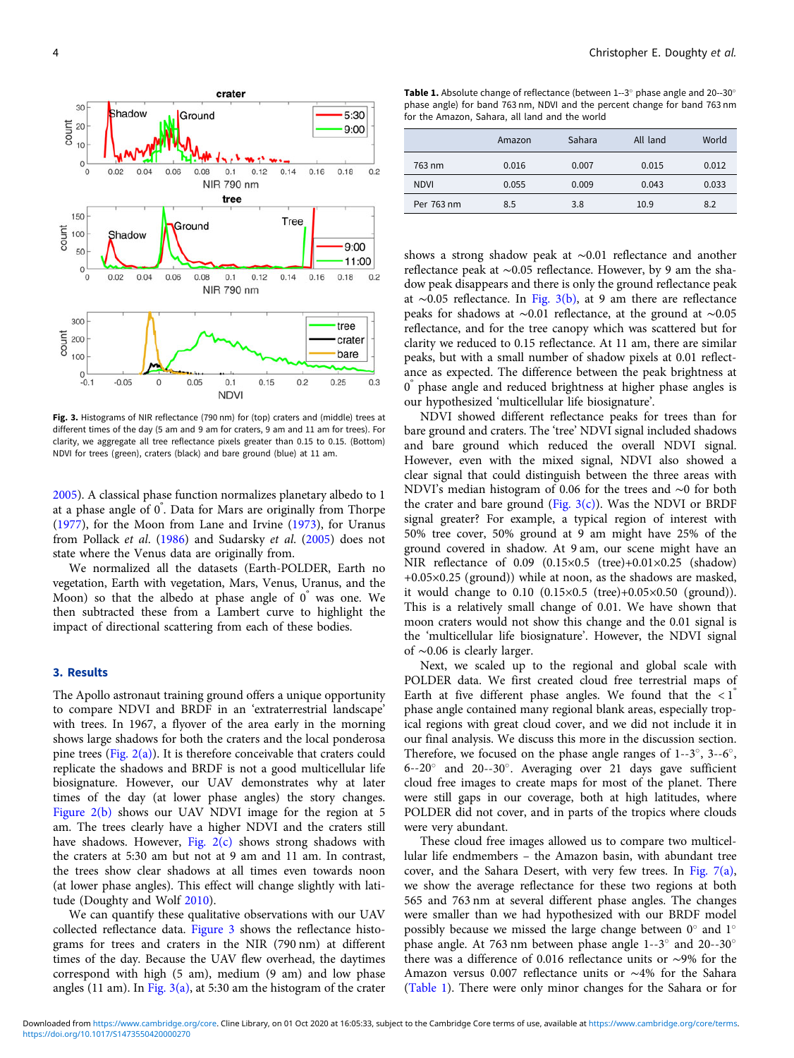Fig. 3. Histograms of NIR reflectance (790 nm) for (top) craters and (middle) trees at different times of the day (5 am and 9 am for craters, 9 am and 11 am for trees). For clarity, we aggregate all tree reflectance pixels greater than 0.15 to 0.15. (Bottom) NDVI for trees (green), craters (black) and bare ground (blue) at 11 am.

2005). A classical phase function normalizes planetary albedo to 1 at a phase angle of 0°. Data for Mars are originally from Thorpe (1977), for the Moon from Lane and Irvine (1973), for Uranus from Pollack *et al.* (1986) and Sudarsky *et al.* (2005) does not state where the Venus data are originally from.

We normalized all the datasets (Earth-POLDER, Earth no vegetation, Earth with vegetation, Mars, Venus, Uranus, and the Moon) so that the albedo at phase angle of 0° was one. We then subtracted these from a Lambert curve to highlight the impact of directional scattering from each of these bodies.

## 3. Results

The Apollo astronaut training ground offers a unique opportunity to compare NDVI and BRDF in an 'extraterrestrial landscape' with trees. In 1967, a flyover of the area early in the morning shows large shadows for both the craters and the local ponderosa pine trees (Fig. 2(a)). It is therefore conceivable that craters could replicate the shadows and BRDF is not a good multicellular life biosignature. However, our UAV demonstrates why at later times of the day (at lower phase angles) the story changes. Figure 2(b) shows our UAV NDVI image for the region at 5 am. The trees clearly have a higher NDVI and the craters still have shadows. However, Fig. 2(c) shows strong shadows with the craters at 5:30 am but not at 9 am and 11 am. In contrast, the trees show clear shadows at all times even towards noon (at lower phase angles). This effect will change slightly with latitude (Doughty and Wolf 2010).

We can quantify these qualitative observations with our UAV collected reflectance data. Figure 3 shows the reflectance histograms for trees and craters in the NIR (790 nm) at different times of the day. Because the UAV flew overhead, the daytimes correspond with high (5 am), medium (9 am) and low phase angles (11 am). In Fig. 3(a), at 5:30 am the histogram of the crater shows a strong shadow peak at ~0.01 reflectance and another reflectance peak at ~0.05 reflectance. However, by 9 am the shadow peak disappears and there is only the ground reflectance peak at ~0.05 reflectance. In Fig. 3(b), at 9 am there are reflectance peaks for shadows at ~0.01 reflectance, at the ground at ~0.05 reflectance, and for the tree canopy which was scattered but for clarity we reduced to 0.15 reflectance. At 11 am, there are similar peaks, but with a small number of shadow pixels at 0.01 reflectance as expected. The difference between the peak brightness at 0° phase angle and reduced brightness at higher phase angles is our hypothesized 'multicellular life biosignature'.

NDVI showed different reflectance peaks for trees than for bare ground and craters. The 'tree' NDVI signal included shadows and bare ground which reduced the overall NDVI signal. However, even with the mixed signal, NDVI also showed a clear signal that could distinguish between the three areas with NDVI's median histogram of 0.06 for the trees and ~0 for both the crater and bare ground (Fig. 3(c)). Was the NDVI or BRDF signal greater? For example, a typical region of interest with 50% tree cover, 50% ground at 9 am might have 25% of the ground covered in shadow. At 9 am, our scene might have an NIR reflectance of 0.09 (0.15×0.5 (tree)+0.01×0.25 (shadow) +0.05×0.25 (ground)) while at noon, as the shadows are masked, it would change to 0.10 (0.15×0.5 (tree)+0.05×0.50 (ground)). This is a relatively small change of 0.01. We have shown that moon craters would not show this change and the 0.01 signal is the 'multicellular life biosignature'. However, the NDVI signal of ~0.06 is clearly larger.

Next, we scaled up to the regional and global scale with POLDER data. We first created cloud free terrestrial maps of Earth at five different phase angles. We found that the < 1° phase angle contained many regional blank areas, especially tropical regions with great cloud cover, and we did not include it in our final analysis. We discuss this more in the discussion section. Therefore, we focused on the phase angle ranges of 1--3°, 3--6°, 6--20° and 20--30°. Averaging over 21 days gave sufficient cloud free images to create maps for most of the planet. There were still gaps in our coverage, both at high latitudes, where POLDER did not cover, and in parts of the tropics where clouds were very abundant.

These cloud free images allowed us to compare two multicellular life endmembers – the Amazon basin, with abundant tree cover, and the Sahara Desert, with very few trees. In Fig. 7(a), we show the average reflectance for these two regions at both 565 and 763 nm at several different phase angles. The changes were smaller than we had hypothesized with our BRDF model possibly because we missed the large change between 0° and 1° phase angle. At 763 nm between phase angle 1--3° and 20--30° there was a difference of 0.016 reflectance units or ~9% for the Amazon versus 0.007 reflectance units or ~4% for the Sahara (Table 1). There were only minor changes for the Sahara or for

**Table 1.** Absolute change of reflectance (between 1--3° phase angle and 20--30° phase angle) for band 763 nm, NDVI and the percent change for band 763 nm for the Amazon, Sahara, all land and the world

| | Amazon | Sahara | All land | World |
|---|---|---|---|---|
| 763 nm | 0.016 | 0.007 | 0.015 | 0.012 |
| NDVI | 0.055 | 0.009 | 0.043 | 0.033 |
| Per 763 nm | 8.5 | 3.8 | 10.9 | 8.2 |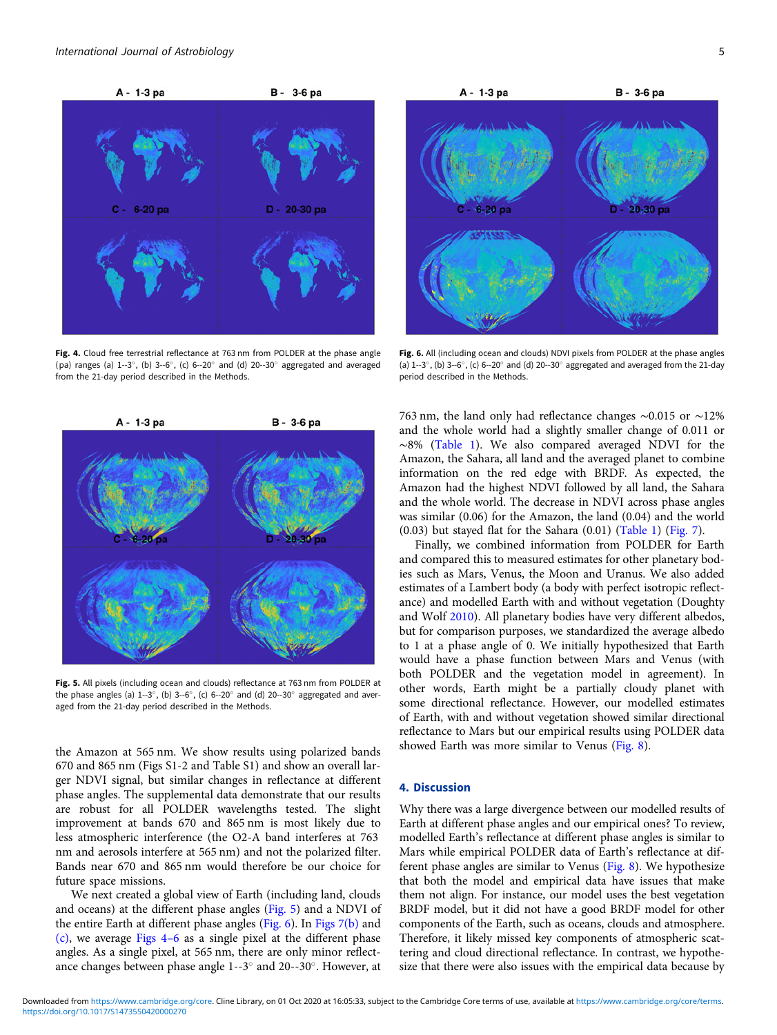Fig. 4. Cloud free terrestrial reflectance at 763 nm from POLDER at the phase angle (pa) ranges (a) 1--3°, (b) 3--6°, (c) 6--20° and (d) 20--30° aggregated and averaged from the 21-day period described in the Methods.

Fig. 6. All (including ocean and clouds) NDVI pixels from POLDER at the phase angles (a) 1--3°, (b) 3--6°, (c) 6--20° and (d) 20--30° aggregated and averaged from the 21-day period described in the Methods.

Fig. 5. All pixels (including ocean and clouds) reflectance at 763 nm from POLDER at the phase angles (a) 1--3°, (b) 3--6°, (c) 6--20° and (d) 20--30° aggregated and averaged from the 21-day period described in the Methods.

the Amazon at 565 nm. We show results using polarized bands 670 and 865 nm (Figs S1-2 and Table S1) and show an overall larger NDVI signal, but similar changes in reflectance at different phase angles. The supplemental data demonstrate that our results are robust for all POLDER wavelengths tested. The slight improvement at bands 670 and 865 nm is most likely due to less atmospheric interference (the O2-A band interferes at 763 nm and aerosols interfere at 565 nm) and not the polarized filter. Bands near 670 and 865 nm would therefore be our choice for future space missions.

We next created a global view of Earth (including land, clouds and oceans) at the different phase angles (Fig. 5) and a NDVI of the entire Earth at different phase angles (Fig. 6). In Figs 7(b) and (c), we average Figs 4–6 as a single pixel at the different phase angles. As a single pixel, at 565 nm, there are only minor reflectance changes between phase angle 1--3° and 20--30°. However, at 763 nm, the land only had reflectance changes ~0.015 or ~12% and the whole world had a slightly smaller change of 0.011 or ~8% (Table 1). We also compared averaged NDVI for the Amazon, the Sahara, all land and the averaged planet to combine information on the red edge with BRDF. As expected, the Amazon had the highest NDVI followed by all land, the Sahara and the whole world. The decrease in NDVI across phase angles was similar (0.06) for the Amazon, the land (0.04) and the world (0.03) but stayed flat for the Sahara (0.01) (Table 1) (Fig. 7).

Finally, we combined information from POLDER for Earth and compared this to measured estimates for other planetary bodies such as Mars, Venus, the Moon and Uranus. We also added estimates of a Lambert body (a body with perfect isotropic reflectance) and modelled Earth with and without vegetation (Doughty and Wolf 2010). All planetary bodies have very different albedos, but for comparison purposes, we standardized the average albedo to 1 at a phase angle of 0. We initially hypothesized that Earth would have a phase function between Mars and Venus (with both POLDER and the vegetation model in agreement). In other words, Earth might be a partially cloudy planet with some directional reflectance. However, our modelled estimates of Earth, with and without vegetation showed similar directional reflectance to Mars but our empirical results using POLDER data showed Earth was more similar to Venus (Fig. 8).

## 4. Discussion

Why there was a large divergence between our modelled results of Earth at different phase angles and our empirical ones? To review, modelled Earth's reflectance at different phase angles is similar to Mars while empirical POLDER data of Earth's reflectance at different phase angles are similar to Venus (Fig. 8). We hypothesize that both the model and empirical data have issues that make them not align. For instance, our model uses the best vegetation BRDF model, but it did not have a good BRDF model for other components of the Earth, such as oceans, clouds and atmosphere. Therefore, it likely missed key components of atmospheric scattering and cloud directional reflectance. In contrast, we hypothesize that there were also issues with the empirical data because by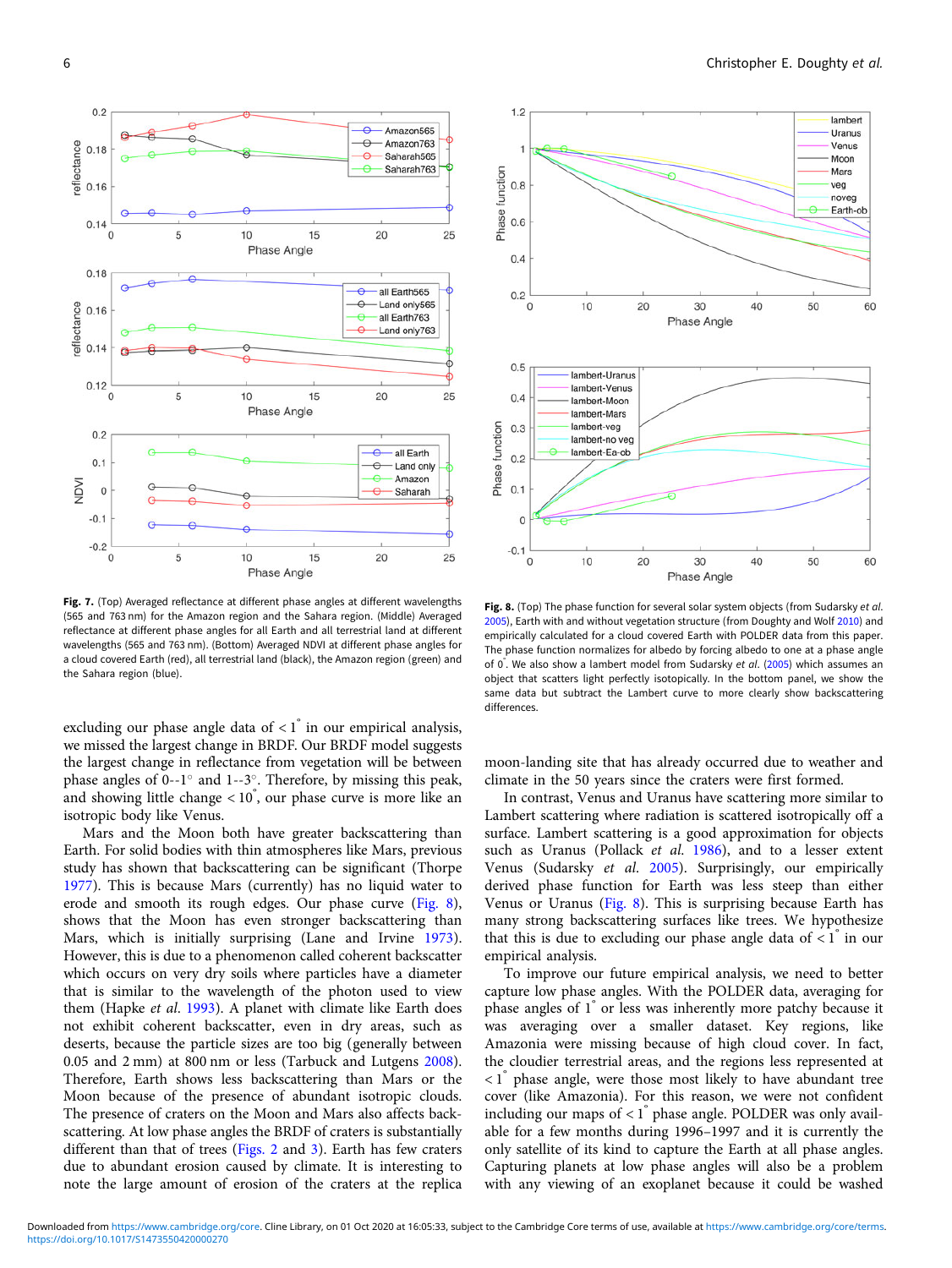**Fig. 7.** (Top) Averaged reflectance at different phase angles at different wavelengths (565 and 763 nm) for the Amazon region and the Sahara region. (Middle) Averaged reflectance at different phase angles for all Earth and all terrestrial land at different wavelengths (565 and 763 nm). (Bottom) Averaged NDVI at different phase angles for a cloud covered Earth (red), all terrestrial land (black), the Amazon region (green) and the Sahara region (blue).

**Fig. 8.** (Top) The phase function for several solar system objects (from Sudarsky *et al.* 2005), Earth with and without vegetation structure (from Doughty and Wolf 2010) and empirically calculated for a cloud covered Earth with POLDER data from this paper. The phase function normalizes for albedo by forcing albedo to one at a phase angle of 0°. We also show a lambert model from Sudarsky *et al.* (2005) which assumes an object that scatters light perfectly isotopically. In the bottom panel, we show the same data but subtract the Lambert curve to more clearly show backscattering differences.

excluding our phase angle data of < 1° in our empirical analysis, we missed the largest change in BRDF. Our BRDF model suggests the largest change from vegetation will be between phase angles of 0--1° and 1--3°. Therefore, by missing this peak, and showing little change < 10°, our phase curve is more like an isotropic body like Venus.

Mars and the Moon both have greater backscattering than Earth. For solid bodies with thin atmospheres like Mars, previous study has shown that backscattering can be significant (Thorpe 1977). This is because Mars (currently) has no liquid water to erode and smooth its rough edges. Our phase curve (Fig. 8), shows that the Moon has even stronger backscattering than Mars, which is initially surprising (Lane and Irvine 1973). However, this is due to a phenomenon called coherent backscatter which occurs on very dry soils where particles have a diameter that is similar to the wavelength of the photon used to view them (Hapke *et al.* 1993). A planet with climate like Earth does not exhibit coherent backscatter, even in dry areas, such as deserts, because the particle sizes are too big (generally between 0.05 and 2 mm) at 800 nm or less (Tarbuck and Lutgens 2008). Therefore, Earth shows less backscattering than Mars or the Moon because of the presence of abundant isotropic clouds. The presence of craters on the Moon and Mars also affects backscattering. At low phase angles the BRDF of craters is substantially different than that of trees (Figs. 2 and 3). Earth has few craters due to abundant erosion caused by climate. It is interesting to note the large amount of erosion of the craters at the replica moon-landing site that has already occurred due to weather and climate in the 50 years since the craters were first formed.

In contrast, Venus and Uranus have scattering more similar to Lambert scattering where radiation is scattered isotropically off a surface. Lambert scattering is a good approximation for objects such as Uranus (Pollack *et al.* 1986), and to a lesser extent Venus (Sudarsky *et al.* 2005). Surprisingly, our empirically derived phase function for Earth was less steep than either Venus or Uranus (Fig. 8). This is surprising because Earth has many strong backscattering surfaces like trees. We hypothesize that this is due to excluding our phase angle data of < 1° in our empirical analysis.

To improve our future empirical analysis, we need to better capture low phase angles. With the POLDER data, averaging for phase angles of 1° or less was inherently more patchy because it was averaging over a smaller dataset. Key regions, like Amazonia were missing because of high cloud cover. In fact, the cloudier terrestrial areas, and the regions less represented at < 1° phase angle, were those most likely to have abundant tree cover (like Amazonia). For this reason, we were not confident including our maps of < 1° phase angle. POLDER was only available for a few months during 1996–1997 and it is currently the only satellite of its kind to capture the Earth at all phase angles. Capturing planets at low phase angles will also be a problem with any viewing of an exoplanet because it could be washed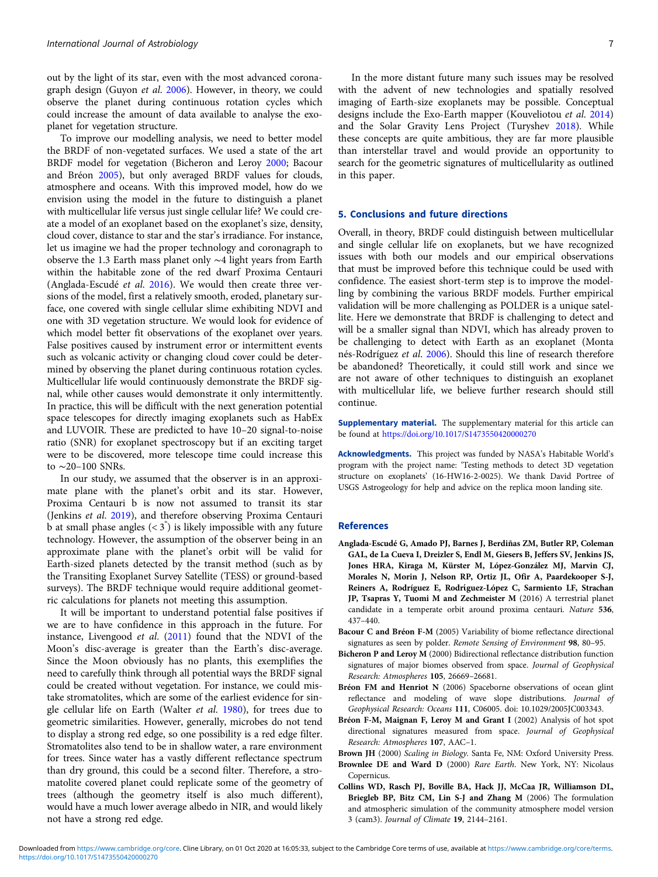out by the light of its star, even with the most advanced coronagraph design (Guyon *et al.* 2006). However, in theory, we could observe the planet during continuous rotation cycles which could increase the amount of data available to analyse the exoplanet for vegetation structure.

To improve our modelling analysis, we need to better model the BRDF of non-vegetated surfaces. We used a state of the art BRDF model for vegetation (Bicheron and Leroy 2000; Bacour and Bréon 2005), but only averaged BRDF values for clouds, atmosphere and oceans. With this improved model, how do we envision using the model in the future to distinguish a planet with multicellular life versus just single cellular life? We could create a model of an exoplanet based on the exoplanet's size, density, cloud cover, distance to star and the star's irradiance. For instance, let us imagine we had the proper technology and coronagraph to observe the 1.3 Earth mass planet only ∼4 light years from Earth within the habitable zone of the red dwarf Proxima Centauri (Anglada-Escudé *et al.* 2016). We would then create three versions of the model, first a relatively smooth, eroded, planetary surface, one covered with single cellular slime exhibiting NDVI and one with 3D vegetation structure. We would look for evidence of which model better fit observations of the exoplanet over years. False positives caused by instrument error or intermittent events such as volcanic activity or changing cloud cover could be determined by observing the planet during continuous rotation cycles. Multicellular life would continuously demonstrate the BRDF signal, while other causes would demonstrate it only intermittently. In practice, this will be difficult with the next generation potential space telescopes for directly imaging exoplanets such as HabEx and LUVOIR. These are predicted to have 10–20 signal-to-noise ratio (SNR) for exoplanet spectroscopy but if an exciting target were to be discovered, more telescope time could increase this to ∼20–100 SNRs.

In our study, we assumed that the observer is in an approximate plane with the planet's orbit and its star. However, Proxima Centauri b is now not assumed to transit its star (Jenkins *et al.* 2019), and therefore observing Proxima Centauri b at small phase angles ($< 3^{\circ}$) is likely impossible with any future technology. However, the assumption of the observer being in an approximate plane with the planet's orbit will be valid for Earth-sized planets detected by the transit method (such as by the Transiting Exoplanet Survey Satellite (TESS) or ground-based surveys). The BRDF technique would require additional geometric calculations for planets not meeting this assumption.

It will be important to understand potential false positives if we are to have confidence in this approach in the future. For instance, Livengood *et al.* (2011) found that the NDVI of the Moon's disc-average is greater than the Earth's disc-average. Since the Moon obviously has no plants, this exemplifies the need to carefully think through all potential ways the BRDF signal could be created without vegetation. For instance, we could mistake stromatolites, which are some of the earliest evidence for single cellular life on Earth (Walter *et al.* 1980), for trees due to geometric similarities. However, generally, microbes do not tend to display a strong red edge, so one possibility is a red edge filter. Stromatolites also tend to be in shallow water, a rare environment for trees. Since water has a vastly different reflectance spectrum than dry ground, this could be a second filter. Therefore, a stromatolite covered planet could replicate some of the geometry of trees (although the geometry itself is also much different), would have a much lower average albedo in NIR, and would likely not have a strong red edge.

In the more distant future many such issues may be resolved with the advent of new technologies and spatially resolved imaging of Earth-size exoplanets may be possible. Conceptual designs include the Exo-Earth mapper (Kouveliotou *et al.* 2014) and the Solar Gravity Lens Project (Turyshev 2018). While these concepts are quite ambitious, they are far more plausible than interstellar travel and would provide an opportunity to search for the geometric signatures of multicellularity as outlined in this paper.

## 5. Conclusions and future directions

Overall, in theory, BRDF could distinguish between multicellular and single cellular life on exoplanets, but we have recognized issues with both our models and our empirical observations that must be improved before this technique could be used with confidence. The easiest short-term step is to improve the modelling by combining the various BRDF models. Further empirical validation will be more challenging as POLDER is a unique satellite. Here we demonstrate that BRDF is challenging to detect and will be a smaller signal than NDVI, which has already proven to be challenging to detect with Earth as an exoplanet (Montanés-Rodríguez *et al.* 2006). Should this line of research therefore be abandoned? Theoretically, it could still work and since we are not aware of other techniques to distinguish an exoplanet with multicellular life, we believe further research should still continue.

**Supplementary material.** The supplementary material for this article can be found at https://doi.org/10.1017/S1473550420000270

**Acknowledgments.** This project was funded by NASA's Habitable World's program with the project name: 'Testing methods to detect 3D vegetation structure on exoplanets' (16-HW16-2-0025). We thank David Portree of USGS Astrogeology for help and advice on the replica moon landing site.

## References

**Anglada-Escudé G, Amado PJ, Barnes J, Berdiñas ZM, Butler RP, Coleman GAL, de La Cueva I, Dreizler S, Endl M, Giesers B, Jeffers SV, Jenkins JS, Jones HRA, Kiraga M, Kürster M, López-González MJ, Marvin CJ, Morales N, Morin J, Nelson RP, Ortiz JL, Ofir A, Paardekooper S-J, Reiners A, Rodríguez E, Rodríguez-López C, Sarmiento LF, Strachan JP, Tsapras Y, Tuomi M and Zechmeister M** (2016) A terrestrial planet candidate in a temperate orbit around proxima centauri. *Nature* **536**, 437–440.

**Bacour C and Bréon F-M** (2005) Variability of biome reflectance directional signatures as seen by polder. *Remote Sensing of Environment* **98**, 80–95.

**Bicheron P and Leroy M** (2000) Bidirectional reflectance distribution function signatures of major biomes observed from space. *Journal of Geophysical Research: Atmospheres* **105**, 26669–26681.

**Bréon FM and Henriot N** (2006) Spaceborne observations of ocean glint reflectance and modeling of wave slope distributions. *Journal of Geophysical Research: Oceans* **111**, C06005. doi: 10.1029/2005JC003343.

**Bréon F-M, Maignan F, Leroy M and Grant I** (2002) Analysis of hot spot directional signatures measured from space. *Journal of Geophysical Research: Atmospheres* **107**, AAC–1.

**Brown JH** (2000) *Scaling in Biology*. Santa Fe, NM: Oxford University Press.

**Brownlee DE and Ward D** (2000) *Rare Earth*. New York, NY: Nicolaus Copernicus.

**Collins WD, Rasch PJ, Boville BA, Hack JJ, McCaa JR, Williamson DL, Briegleb BP, Bitz CM, Lin S-J and Zhang M** (2006) The formulation and atmospheric simulation of the community atmosphere model version 3 (cam3). *Journal of Climate* **19**, 2144–2161.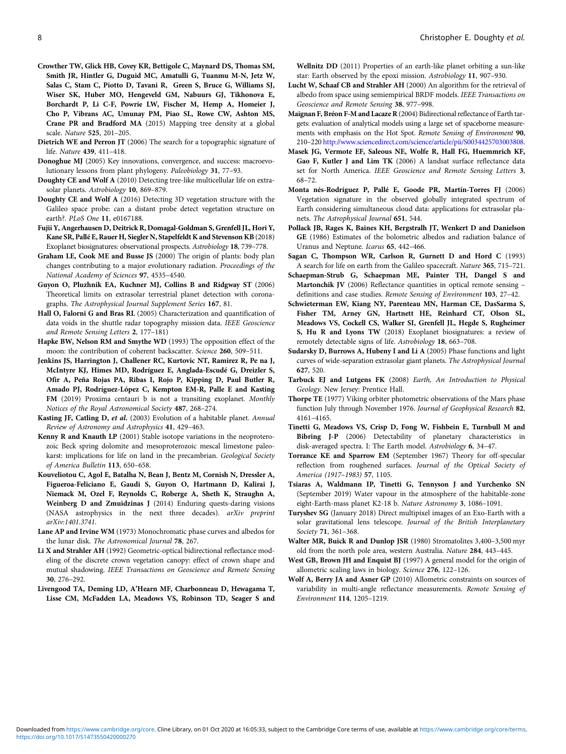**Crowther TW, Glick HB, Covey KR, Bettigole C, Maynard DS, Thomas SM, Smith JR, Hintler G, Duguid MC, Amatulli G, Tuanmu M-N, Jetz W, Salas C, Stam C, Piotto D, Tavani R, Green S, Bruce G, Williams SJ, Wiser SK, Huber MO, Hengeveld GM, Nabuurs GJ, Tikhonova E, Borchardt P, Li C-F, Powrie LW, Fischer M, Hemp A, Homeier J, Cho P, Vibrans AC, Umunay PM, Piao SL, Rowe CW, Ashton MS, Crane PR and Bradford MA** (2015) Mapping tree density at a global scale. *Nature* **525**, 201–205.

**Dietrich WE and Perron JT** (2006) The search for a topographic signature of life. *Nature* **439**, 411–418.

**Donoghue MJ** (2005) Key innovations, convergence, and success: macroevolutionary lessons from plant phylogeny. *Paleobiology* **31**, 77–93.

**Doughty CE and Wolf A** (2010) Detecting tree-like multicellular life on extrasolar planets. *Astrobiology* **10**, 869–879.

**Doughty CE and Wolf A** (2016) Detecting 3D vegetation structure with the Galileo space probe: can a distant probe detect vegetation structure on earth?. *PLoS One* **11**, e0167188.

**Fujii Y, Angerhausen D, Deitrick R, Domagal-Goldman S, Grenfell JL, Hori Y, Kane SR, Pallé E, Rauer H, Siegler N, Stapelfeldt K and Stevenson KB** (2018) Exoplanet biosignatures: observational prospects. *Astrobiology* **18**, 739–778.

**Graham LE, Cook ME and Busse JS** (2000) The origin of plants: body plan changes contributing to a major evolutionary radiation. *Proceedings of the National Academy of Sciences* **97**, 4535–4540.

**Guyon O, Pluzhnik EA, Kuchner MJ, Collins B and Ridgway ST** (2006) Theoretical limits on extrasolar terrestrial planet detection with coronagraphs. *The Astrophysical Journal Supplement Series* **167**, 81.

**Hall O, Falorni G and Bras RL** (2005) Characterization and quantification of data voids in the shuttle radar topography mission data. *IEEE Geoscience and Remote Sensing Letters* **2**, 177–181)

**Hapke BW, Nelson RM and Smythe WD** (1993) The opposition effect of the moon: the contribution of coherent backscatter. *Science* **260**, 509–511.

**Jenkins JS, Harrington J, Challener RC, Kurtovic NT, Ramirez R, Pe na J, McIntyre KJ, Himes MD, Rodríguez E, Anglada-Escudé G, Dreizler S, Ofir A, Peña Rojas PA, Ribas I, Rojo P, Kipping D, Paul Butler R, Amado PJ, Rodríguez-López C, Kempton EM-R, Palle E and Kasting FM** (2019) Proxima centauri b is not a transiting exoplanet. *Monthly Notices of the Royal Astronomical Society* **487**, 268–274.

**Kasting JF, Catling D, *et al*.** (2003) Evolution of a habitable planet. *Annual Review of Astronomy and Astrophysics* **41**, 429–463.

**Kenny R and Knauth LP** (2001) Stable isotope variations in the neoproterozoic Beck spring dolomite and mesoproterozoic mescal limestone paleokarst: implications for life on land in the precambrian. *Geological Society of America Bulletin* **113**, 650–658.

**Kouveliotou C, Agol E, Batalha N, Bean J, Bentz M, Cornish N, Dressler A, Figueroa-Feliciano E, Gaudi S, Guyon O, Hartmann D, Kalirai J, Niemack M, Ozel F, Reynolds C, Roberge A, Sheth K, Straughn A, Weinberg D and Zmuidzinas J** (2014) Enduring quests-daring visions (NASA astrophysics in the next three decades). *arXiv preprint arXiv:1401.3741*.

**Lane AP and Irvine WM** (1973) Monochromatic phase curves and albedos for the lunar disk. *The Astronomical Journal* **78**, 267.

**Li X and Strahler AH** (1992) Geometric-optical bidirectional reflectance modeling of the discrete crown vegetation canopy: effect of crown shape and mutual shadowing. *IEEE Transactions on Geoscience and Remote Sensing* **30**, 276–292.

**Livengood TA, Deming LD, A'Hearn MF, Charbonneau D, Hewagama T, Lisse CM, McFadden LA, Meadows VS, Robinson TD, Seager S and Wellnitz DD** (2011) Properties of an earth-like planet orbiting a sun-like star: Earth observed by the epoxi mission. *Astrobiology* **11**, 907–930.

**Lucht W, Schaaf CB and Strahler AH** (2000) An algorithm for the retrieval of albedo from space using semiempirical BRDF models. *IEEE Transactions on Geoscience and Remote Sensing* **38**, 977–998.

**Maignan F, Bréon F-M and Lacaze R** (2004) Bidirectional reflectance of Earth targets: evaluation of analytical models using a large set of spaceborne measurements with emphasis on the Hot Spot. *Remote Sensing of Environment* **90**, 210–220 http://www.sciencedirect.com/science/article/pii/S0034425703003808.

**Masek JG, Vermote EF, Saleous NE, Wolfe R, Hall FG, Huemmrich KF, Gao F, Kutler J and Lim TK** (2006) A landsat surface reflectance data set for North America. *IEEE Geoscience and Remote Sensing Letters* **3**, 68–72.

**Monta nés-Rodríguez P, Pallé E, Goode PR, Martín-Torres FJ** (2006) Vegetation signature in the observed globally integrated spectrum of Earth considering simultaneous cloud data: applications for extrasolar planets. *The Astrophysical Journal* **651**, 544.

**Pollack JB, Rages K, Baines KH, Bergstralh JT, Wenkert D and Danielson GE** (1986) Estimates of the bolometric albedos and radiation balance of Uranus and Neptune. *Icarus* **65**, 442–466.

**Sagan C, Thompson WR, Carlson R, Gurnett D and Hord C** (1993) A search for life on earth from the Galileo spacecraft. *Nature* **365**, 715–721.

**Schaepman-Strub G, Schaepman ME, Painter TH, Dangel S and Martonchik JV** (2006) Reflectance quantities in optical remote sensing – definitions and case studies. *Remote Sensing of Environment* **103**, 27–42.

**Schwieterman EW, Kiang NY, Parenteau MN, Harman CE, DasSarma S, Fisher TM, Arney GN, Hartnett HE, Reinhard CT, Olson SL, Meadows VS, Cockell CS, Walker SI, Grenfell JL, Hegde S, Rugheimer S, Hu R and Lyons TW** (2018) Exoplanet biosignatures: a review of remotely detectable signs of life. *Astrobiology* **18**, 663–708.

**Sudarsky D, Burrows A, Hubeny I and Li A** (2005) Phase functions and light curves of wide-separation extrasolar giant planets. *The Astrophysical Journal* **627**, 520.

**Tarbuck EJ and Lutgens FK** (2008) *Earth, An Introduction to Physical Geology*. New Jersey: Prentice Hall.

**Thorpe TE** (1977) Viking orbiter photometric observations of the Mars phase function July through November 1976. *Journal of Geophysical Research* **82**, 4161–4165.

**Tinetti G, Meadows VS, Crisp D, Fong W, Fishbein E, Turnbull M and Bibring J-P** (2006) Detectability of planetary characteristics in disk-averaged spectra. I: The Earth model. *Astrobiology* **6**, 34–47.

**Torrance KE and Sparrow EM** (September 1967) Theory for off-specular reflection from roughened surfaces. *Journal of the Optical Society of America (1917–1983)* **57**, 1105.

**Tsiaras A, Waldmann IP, Tinetti G, Tennyson J and Yurchenko SN** (September 2019) Water vapour in the atmosphere of the habitable-zone eight-Earth-mass planet K2-18 b. *Nature Astronomy* **3**, 1086–1091.

**Turyshev SG** (January 2018) Direct multipixel images of an Exo-Earth with a solar gravitational lens telescope. *Journal of the British Interplanetary Society* **71**, 361–368.

**Walter MR, Buick R and Dunlop JSR** (1980) Stromatolites 3,400–3,500 myr old from the north pole area, western Australia. *Nature* **284**, 443–445.

**West GB, Brown JH and Enquist BJ** (1997) A general model for the origin of allometric scaling laws in biology. *Science* **276**, 122–126.

**Wolf A, Berry JA and Asner GP** (2010) Allometric constraints on sources of variability in multi-angle reflectance measurements. *Remote Sensing of Environment* **114**, 1205–1219.